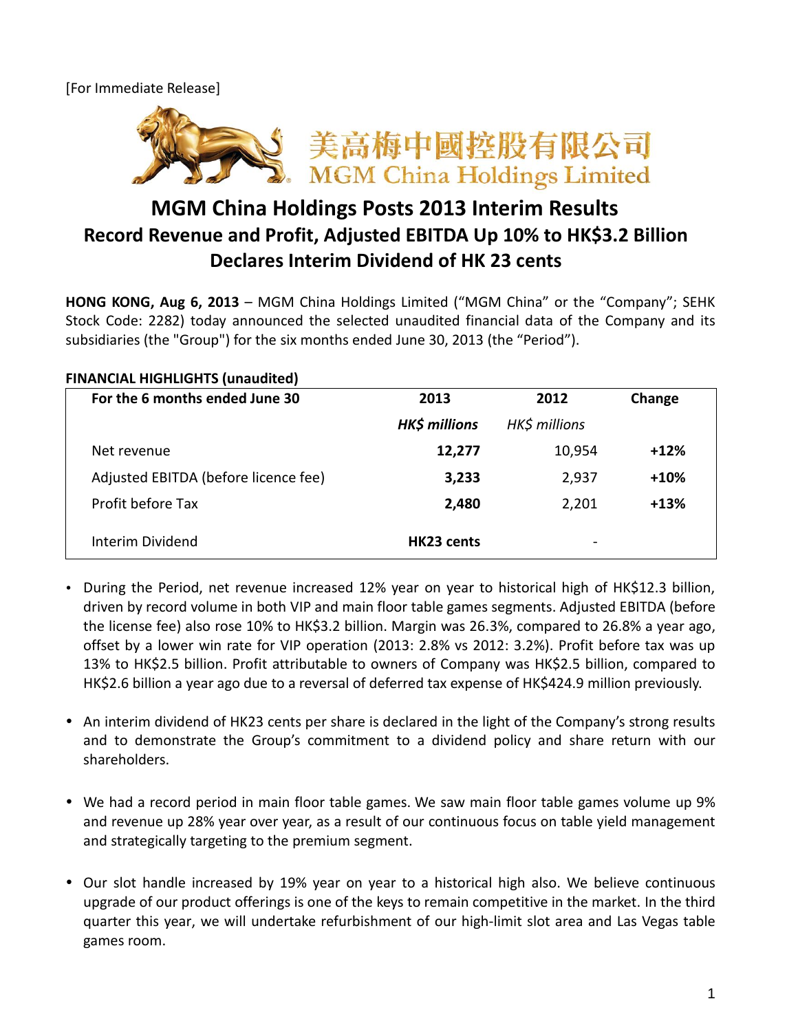[For Immediate Release]

美高梅中國控股有限公司
MGM China Holdings Limited

# MGM China Holdings Posts 2013 Interim Results
## Record Revenue and Profit, Adjusted EBITDA Up 10% to HK$3.2 Billion
## Declares Interim Dividend of HK 23 cents

**HONG KONG, Aug 6, 2013** – MGM China Holdings Limited ("MGM China" or the "Company"; SEHK Stock Code: 2282) today announced the selected unaudited financial data of the Company and its subsidiaries (the "Group") for the six months ended June 30, 2013 (the "Period").

**FINANCIAL HIGHLIGHTS (unaudited)**

| For the 6 months ended June 30 | 2013 | 2012 | Change |
|---|---|---|---|
| | *HK$ millions* | *HK$ millions* | |
| Net revenue | **12,277** | 10,954 | **+12%** |
| Adjusted EBITDA (before licence fee) | **3,233** | 2,937 | **+10%** |
| Profit before Tax | **2,480** | 2,201 | **+13%** |
| Interim Dividend | **HK23 cents** | - | |

- During the Period, net revenue increased 12% year on year to historical high of HK$12.3 billion, driven by record volume in both VIP and main floor table games segments. Adjusted EBITDA (before the license fee) also rose 10% to HK$3.2 billion. Margin was 26.3%, compared to 26.8% a year ago, offset by a lower win rate for VIP operation (2013: 2.8% vs 2012: 3.2%). Profit before tax was up 13% to HK$2.5 billion. Profit attributable to owners of Company was HK$2.5 billion, compared to HK$2.6 billion a year ago due to a reversal of deferred tax expense of HK$424.9 million previously.

- An interim dividend of HK23 cents per share is declared in the light of the Company's strong results and to demonstrate the Group's commitment to a dividend policy and share return with our shareholders.

- We had a record period in main floor table games. We saw main floor table games volume up 9% and revenue up 28% year over year, as a result of our continuous focus on table yield management and strategically targeting to the premium segment.

- Our slot handle increased by 19% year on year to a historical high also. We believe continuous upgrade of our product offerings is one of the keys to remain competitive in the market. In the third quarter this year, we will undertake refurbishment of our high-limit slot area and Las Vegas table games room.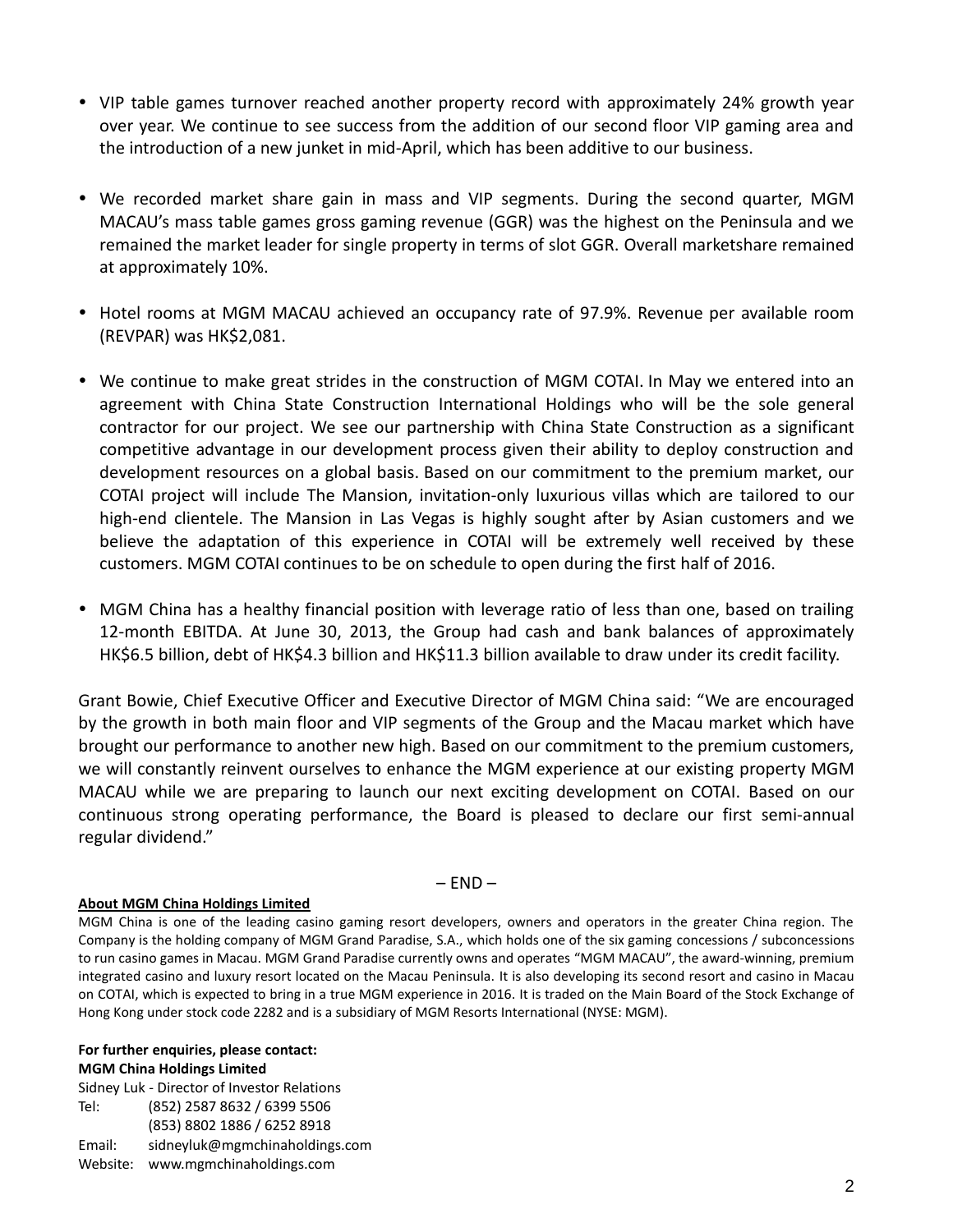- VIP table games turnover reached another property record with approximately 24% growth year over year. We continue to see success from the addition of our second floor VIP gaming area and the introduction of a new junket in mid-April, which has been additive to our business.

- We recorded market share gain in mass and VIP segments. During the second quarter, MGM MACAU's mass table games gross gaming revenue (GGR) was the highest on the Peninsula and we remained the market leader for single property in terms of slot GGR. Overall marketshare remained at approximately 10%.

- Hotel rooms at MGM MACAU achieved an occupancy rate of 97.9%. Revenue per available room (REVPAR) was HK$2,081.

- We continue to make great strides in the construction of MGM COTAI. In May we entered into an agreement with China State Construction International Holdings who will be the sole general contractor for our project. We see our partnership with China State Construction as a significant competitive advantage in our development process given their ability to deploy construction and development resources on a global basis. Based on our commitment to the premium market, our COTAI project will include The Mansion, invitation-only luxurious villas which are tailored to our high-end clientele. The Mansion in Las Vegas is highly sought after by Asian customers and we believe the adaptation of this experience in COTAI will be extremely well received by these customers. MGM COTAI continues to be on schedule to open during the first half of 2016.

- MGM China has a healthy financial position with leverage ratio of less than one, based on trailing 12-month EBITDA. At June 30, 2013, the Group had cash and bank balances of approximately HK$6.5 billion, debt of HK$4.3 billion and HK$11.3 billion available to draw under its credit facility.

Grant Bowie, Chief Executive Officer and Executive Director of MGM China said: "We are encouraged by the growth in both main floor and VIP segments of the Group and the Macau market which have brought our performance to another new high. Based on our commitment to the premium customers, we will constantly reinvent ourselves to enhance the MGM experience at our existing property MGM MACAU while we are preparing to launch our next exciting development on COTAI. Based on our continuous strong operating performance, the Board is pleased to declare our first semi-annual regular dividend."

– END –

**About MGM China Holdings Limited**

MGM China is one of the leading casino gaming resort developers, owners and operators in the greater China region. The Company is the holding company of MGM Grand Paradise, S.A., which holds one of the six gaming concessions / subconcessions to run casino games in Macau. MGM Grand Paradise currently owns and operates "MGM MACAU", the award-winning, premium integrated casino and luxury resort located on the Macau Peninsula. It is also developing its second resort and casino in Macau on COTAI, which is expected to bring in a true MGM experience in 2016. It is traded on the Main Board of the Stock Exchange of Hong Kong under stock code 2282 and is a subsidiary of MGM Resorts International (NYSE: MGM).

**For further enquiries, please contact:**
**MGM China Holdings Limited**
Sidney Luk - Director of Investor Relations
Tel: (852) 2587 8632 / 6399 5506
(853) 8802 1886 / 6252 8918
Email: sidneyluk@mgmchinaholdings.com
Website: www.mgmchinaholdings.com